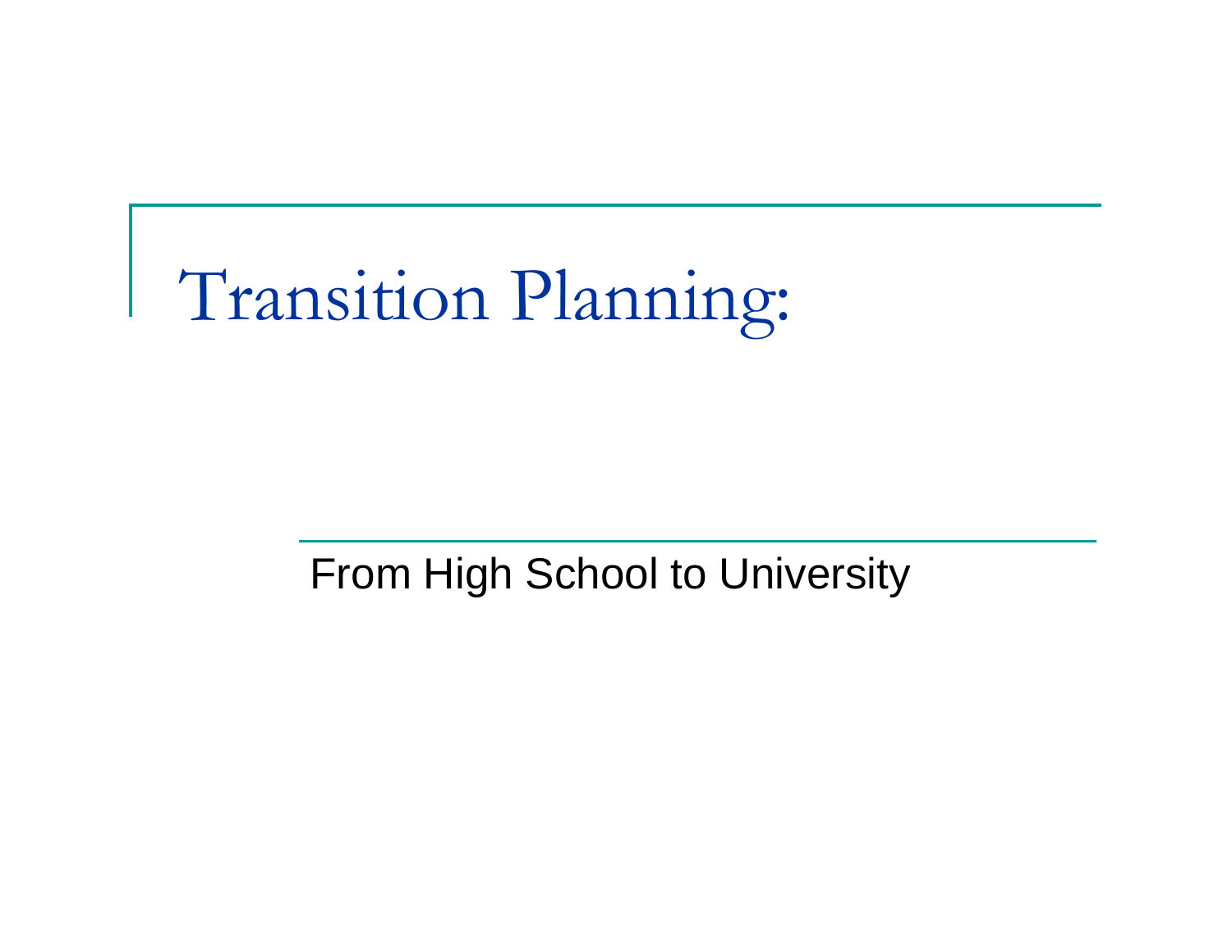# Transition Planning:

From High School to University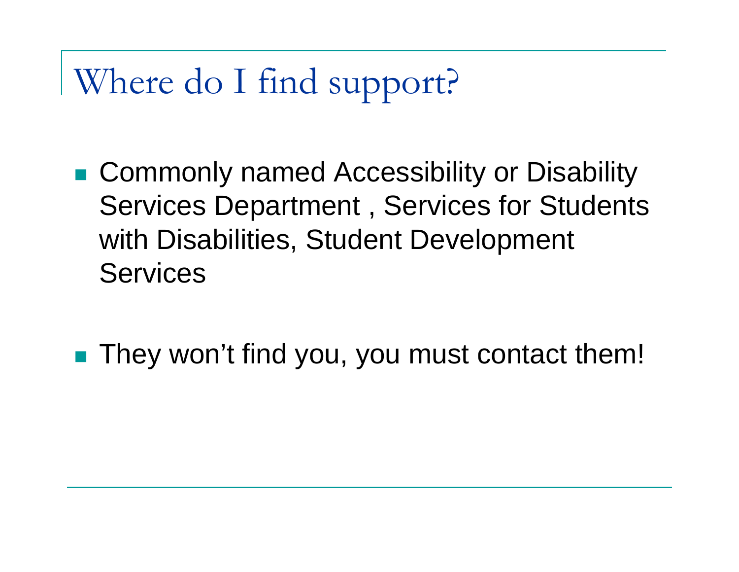# Where do I find support?

- Commonly named Accessibility or Disability Services Department , Services for Students with Disabilities, Student Development Services

- They won't find you, you must contact them!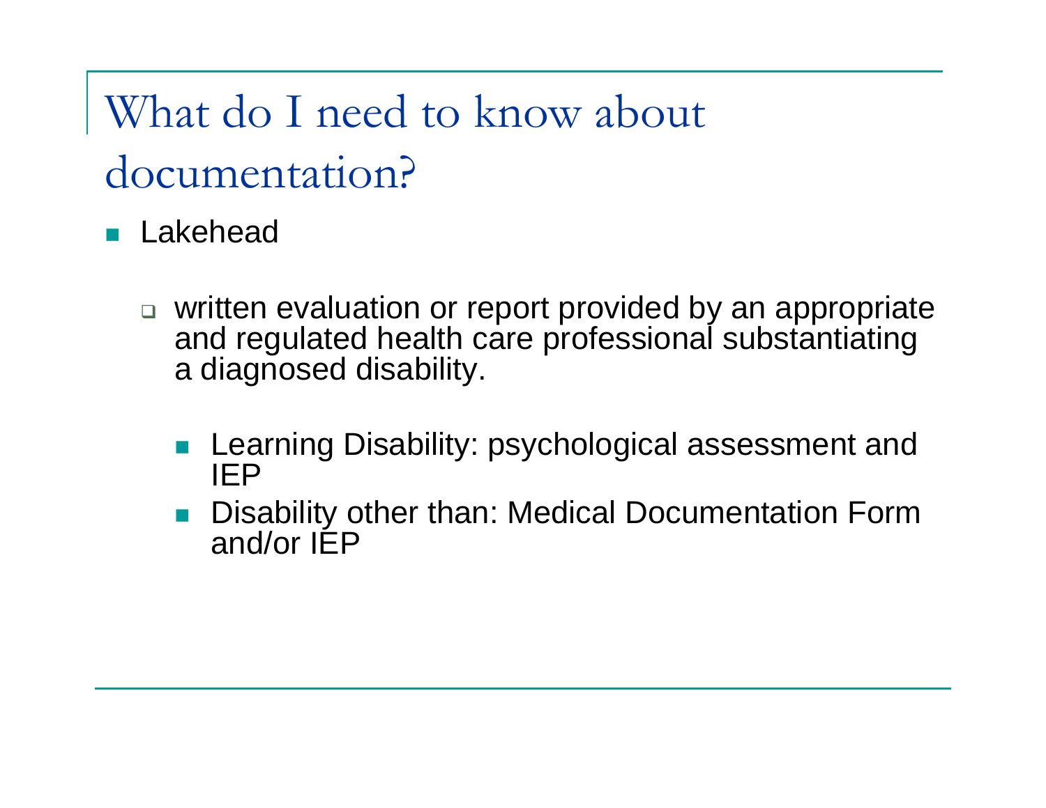# What do I need to know about documentation?

- Lakehead
  - written evaluation or report provided by an appropriate and regulated health care professional substantiating a diagnosed disability.
    - Learning Disability: psychological assessment and IEP
    - Disability other than: Medical Documentation Form and/or IEP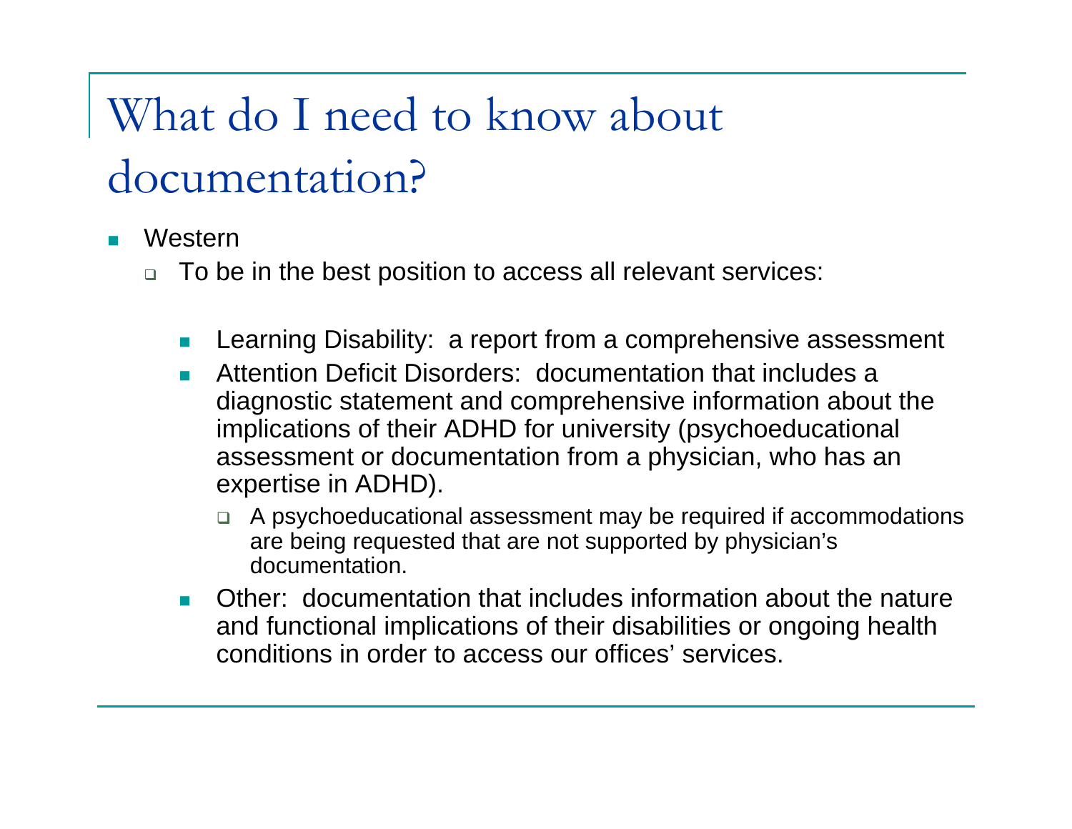# What do I need to know about documentation?

- Western
  - To be in the best position to access all relevant services:
    - Learning Disability: a report from a comprehensive assessment
    - Attention Deficit Disorders: documentation that includes a diagnostic statement and comprehensive information about the implications of their ADHD for university (psychoeducational assessment or documentation from a physician, who has an expertise in ADHD).
      - A psychoeducational assessment may be required if accommodations are being requested that are not supported by physician's documentation.
    - Other: documentation that includes information about the nature and functional implications of their disabilities or ongoing health conditions in order to access our offices' services.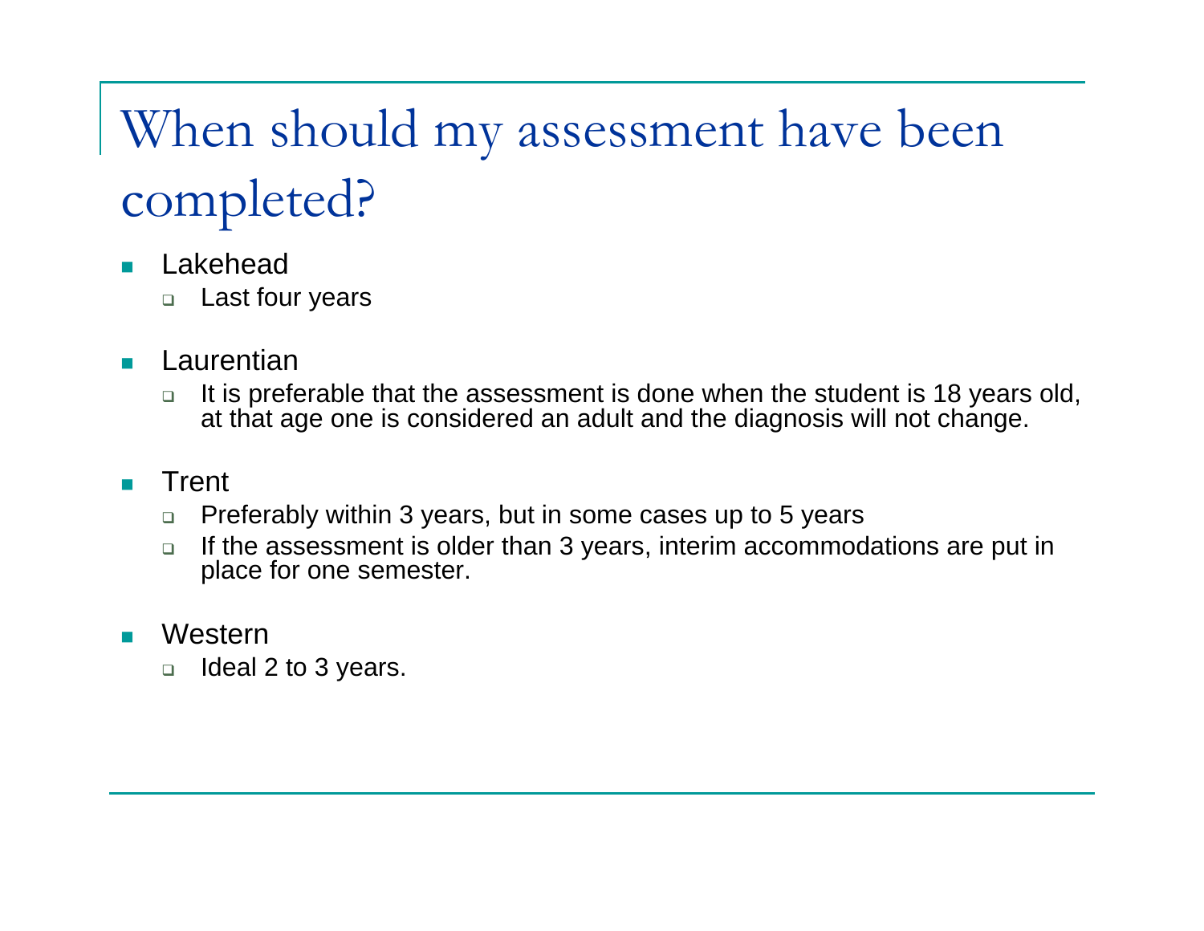# When should my assessment have been completed?

- Lakehead
  - Last four years

- Laurentian
  - It is preferable that the assessment is done when the student is 18 years old, at that age one is considered an adult and the diagnosis will not change.

- Trent
  - Preferably within 3 years, but in some cases up to 5 years
  - If the assessment is older than 3 years, interim accommodations are put in place for one semester.

- Western
  - Ideal 2 to 3 years.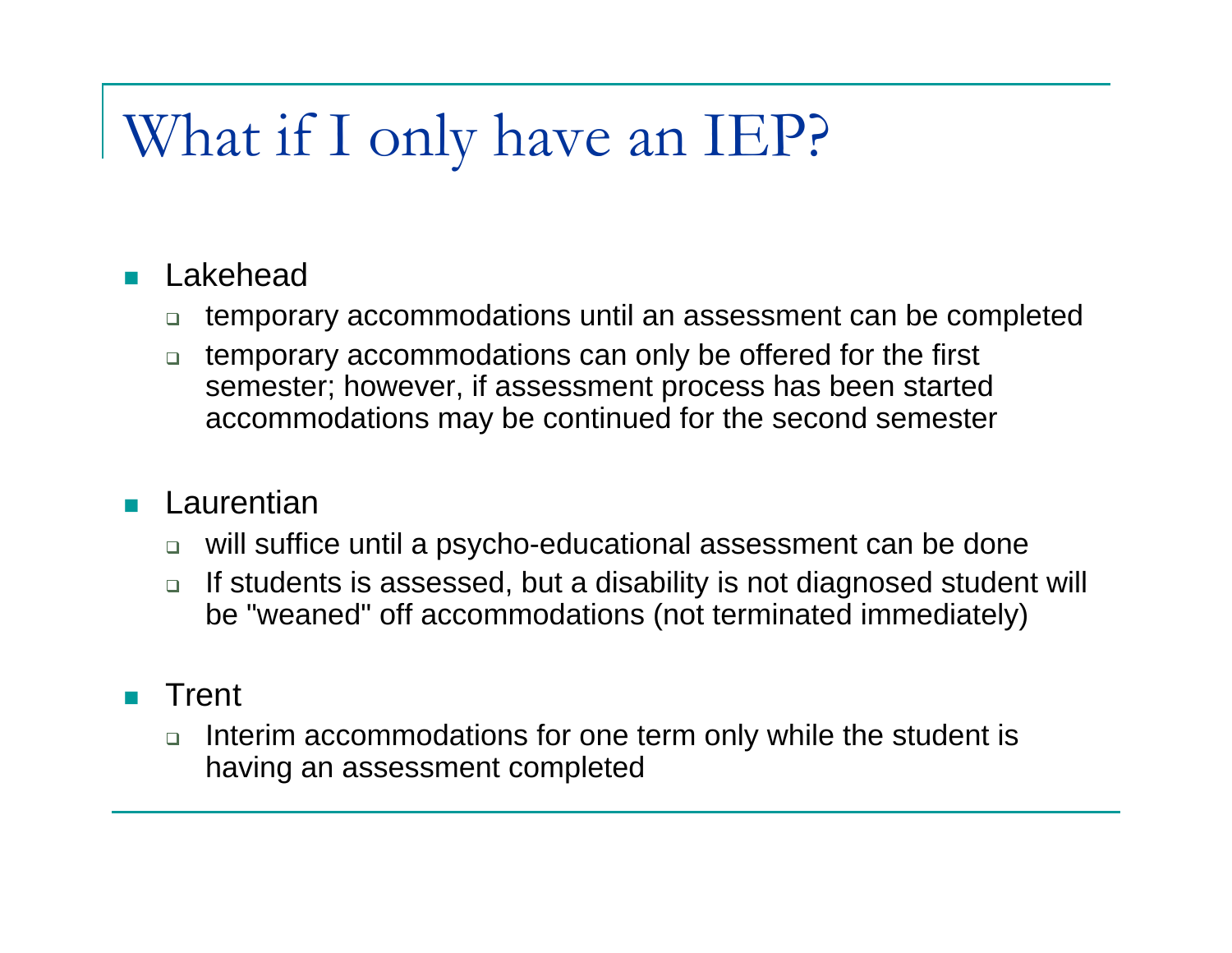# What if I only have an IEP?

- Lakehead
  - temporary accommodations until an assessment can be completed
  - temporary accommodations can only be offered for the first semester; however, if assessment process has been started accommodations may be continued for the second semester
- Laurentian
  - will suffice until a psycho-educational assessment can be done
  - If students is assessed, but a disability is not diagnosed student will be "weaned" off accommodations (not terminated immediately)
- Trent
  - Interim accommodations for one term only while the student is having an assessment completed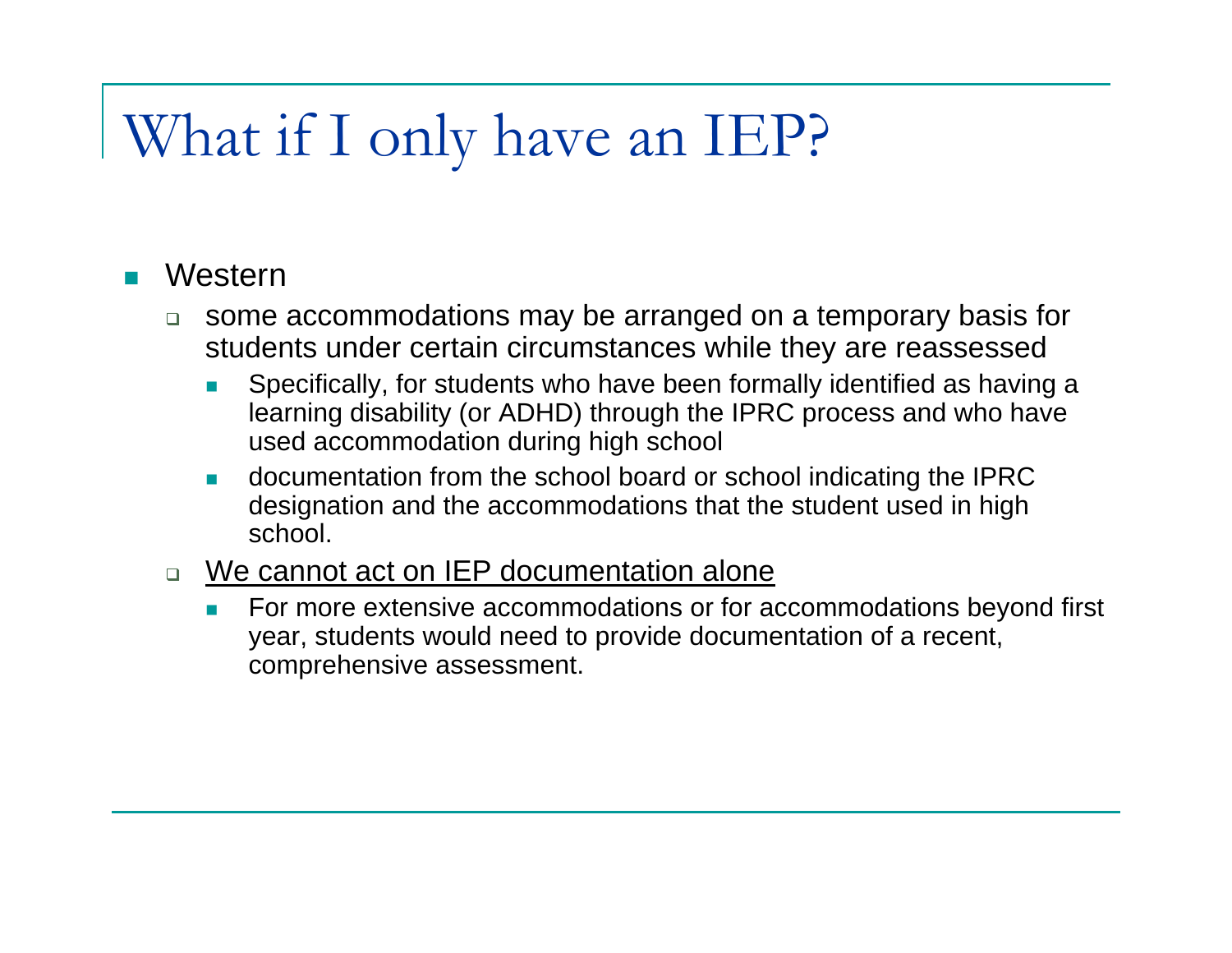# What if I only have an IEP?

- Western
  - some accommodations may be arranged on a temporary basis for students under certain circumstances while they are reassessed
    - Specifically, for students who have been formally identified as having a learning disability (or ADHD) through the IPRC process and who have used accommodation during high school
    - documentation from the school board or school indicating the IPRC designation and the accommodations that the student used in high school.
  - <u>We cannot act on IEP documentation alone</u>
    - For more extensive accommodations or for accommodations beyond first year, students would need to provide documentation of a recent, comprehensive assessment.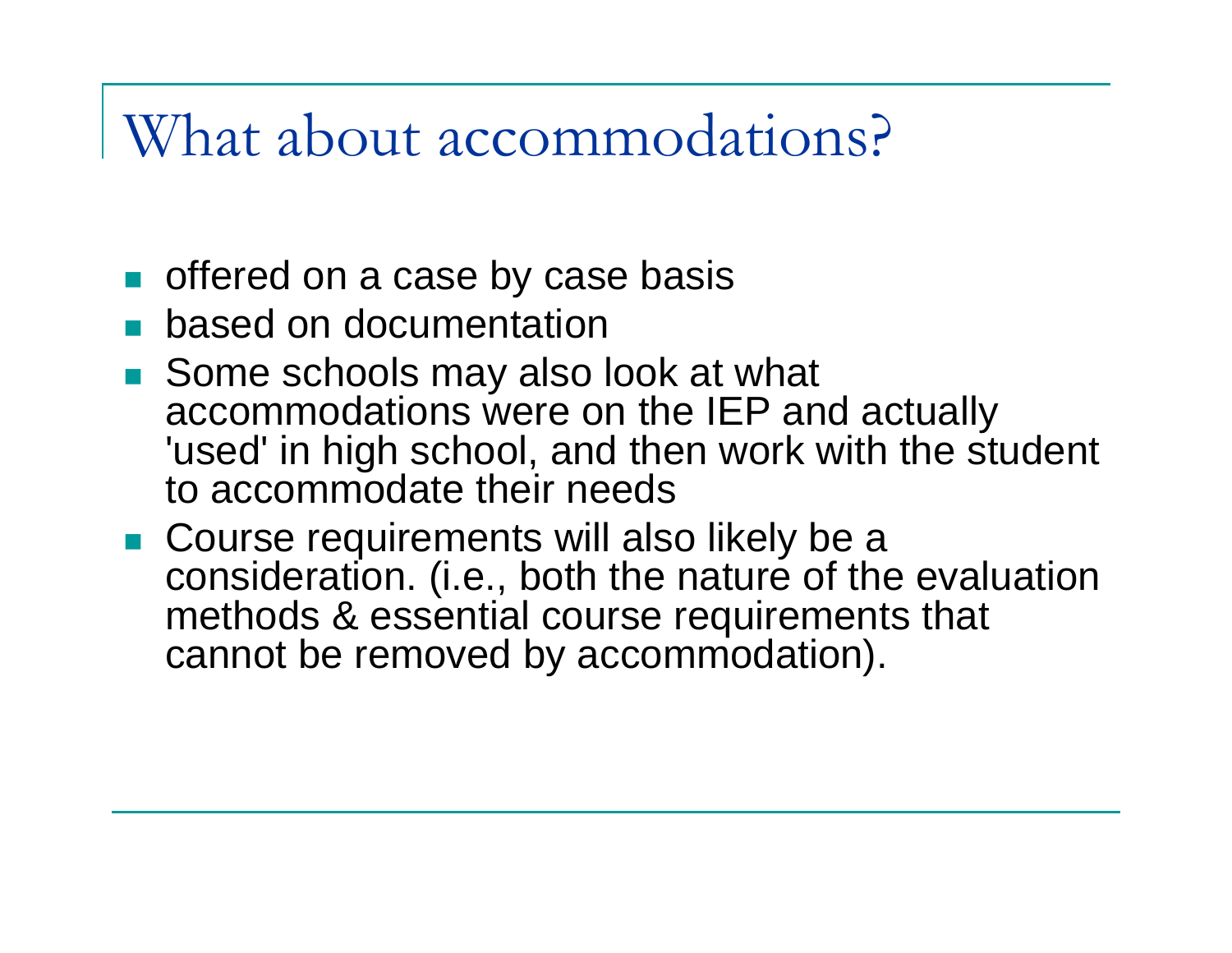# What about accommodations?

- offered on a case by case basis
- based on documentation
- Some schools may also look at what accommodations were on the IEP and actually 'used' in high school, and then work with the student to accommodate their needs
- Course requirements will also likely be a consideration. (i.e., both the nature of the evaluation methods & essential course requirements that cannot be removed by accommodation).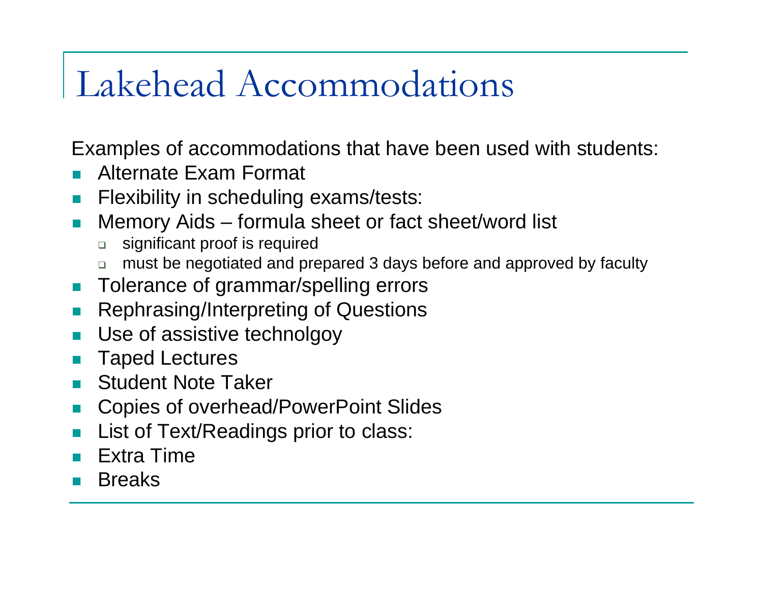# Lakehead Accommodations

Examples of accommodations that have been used with students:

- Alternate Exam Format
- Flexibility in scheduling exams/tests:
- Memory Aids – formula sheet or fact sheet/word list
  - significant proof is required
  - must be negotiated and prepared 3 days before and approved by faculty
- Tolerance of grammar/spelling errors
- Rephrasing/Interpreting of Questions
- Use of assistive technolgoy
- Taped Lectures
- Student Note Taker
- Copies of overhead/PowerPoint Slides
- List of Text/Readings prior to class:
- Extra Time
- Breaks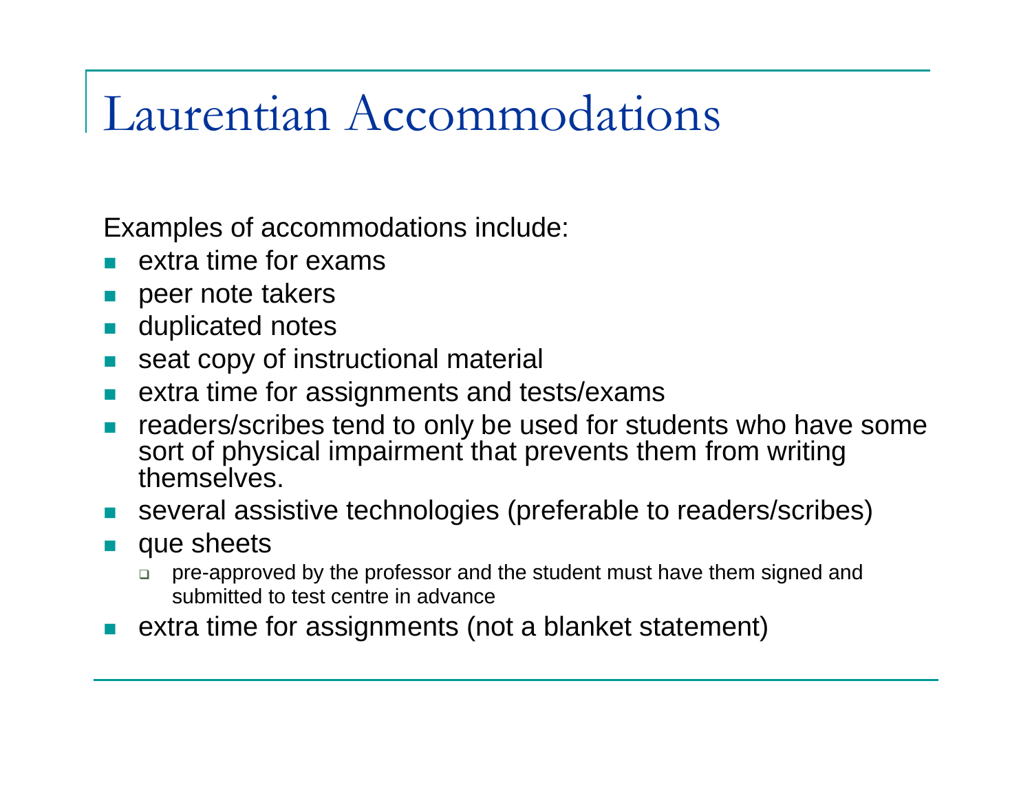# Laurentian Accommodations

Examples of accommodations include:

- extra time for exams
- peer note takers
- duplicated notes
- seat copy of instructional material
- extra time for assignments and tests/exams
- readers/scribes tend to only be used for students who have some sort of physical impairment that prevents them from writing themselves.
- several assistive technologies (preferable to readers/scribes)
- que sheets
  - pre-approved by the professor and the student must have them signed and submitted to test centre in advance
- extra time for assignments (not a blanket statement)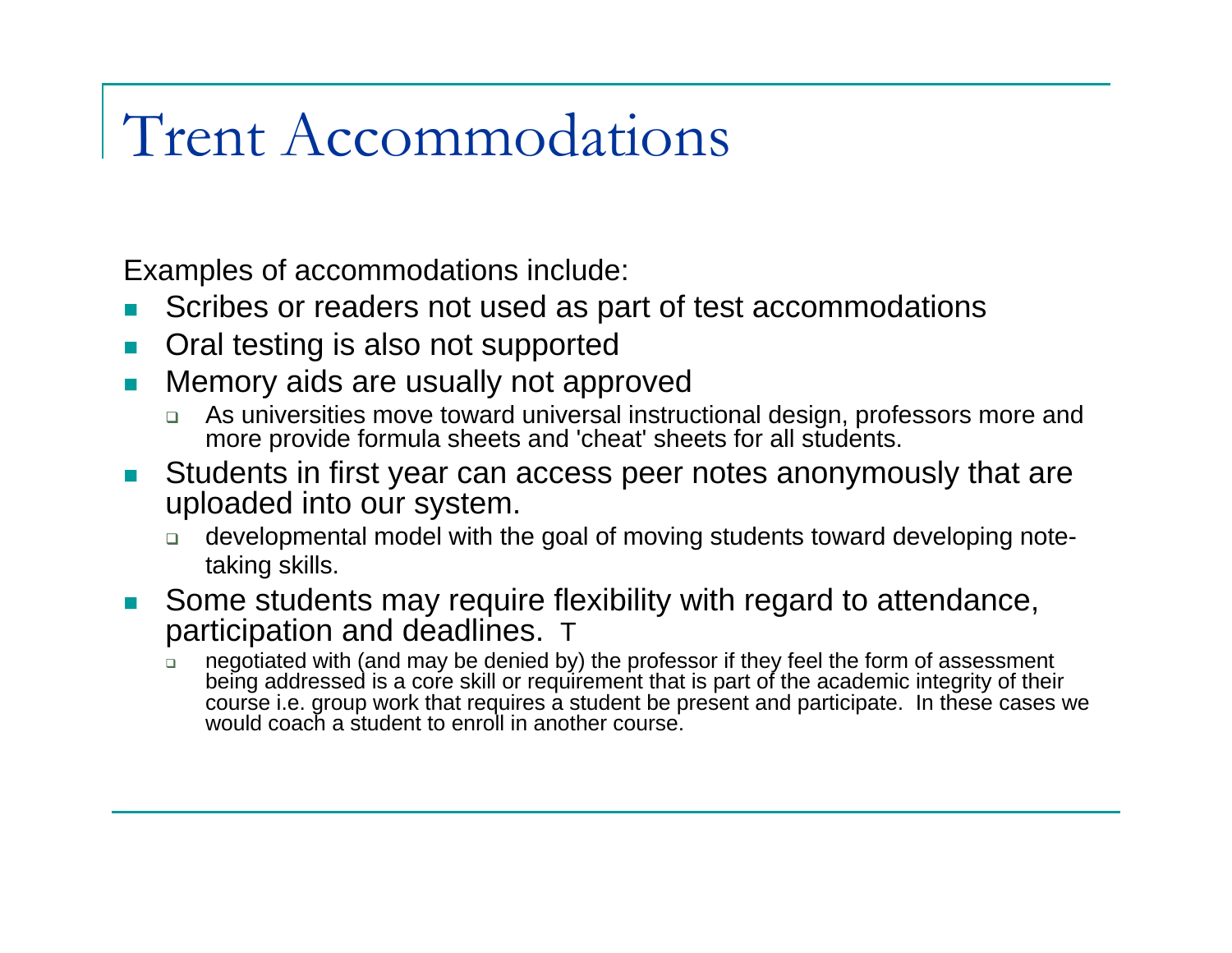# Trent Accommodations

Examples of accommodations include:

- Scribes or readers not used as part of test accommodations
- Oral testing is also not supported
- Memory aids are usually not approved
  - As universities move toward universal instructional design, professors more and more provide formula sheets and 'cheat' sheets for all students.
- Students in first year can access peer notes anonymously that are uploaded into our system.
  - developmental model with the goal of moving students toward developing note-taking skills.
- Some students may require flexibility with regard to attendance, participation and deadlines. T
  - negotiated with (and may be denied by) the professor if they feel the form of assessment being addressed is a core skill or requirement that is part of the academic integrity of their course i.e. group work that requires a student be present and participate. In these cases we would coach a student to enroll in another course.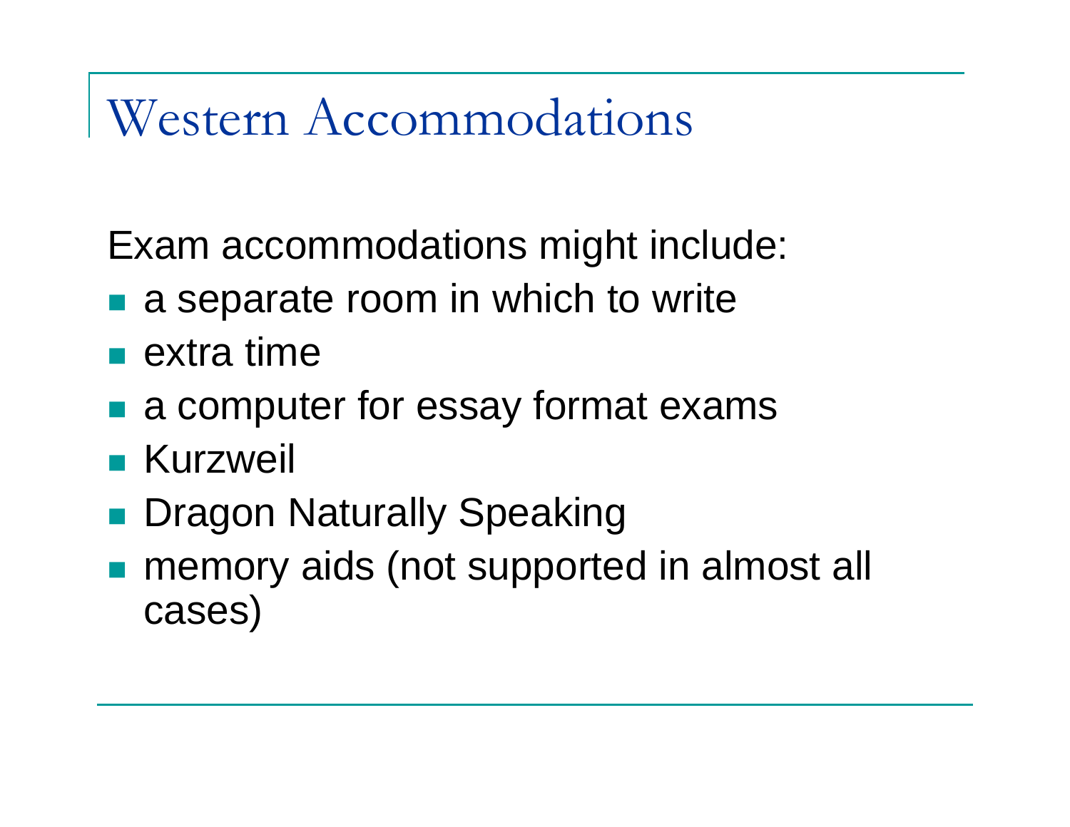# Western Accommodations

Exam accommodations might include:

- a separate room in which to write
- extra time
- a computer for essay format exams
- Kurzweil
- Dragon Naturally Speaking
- memory aids (not supported in almost all cases)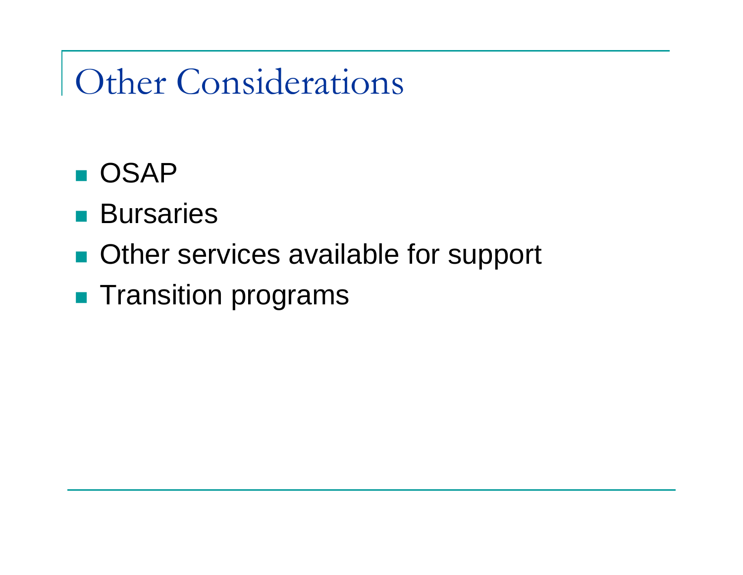# Other Considerations

- OSAP
- Bursaries
- Other services available for support
- Transition programs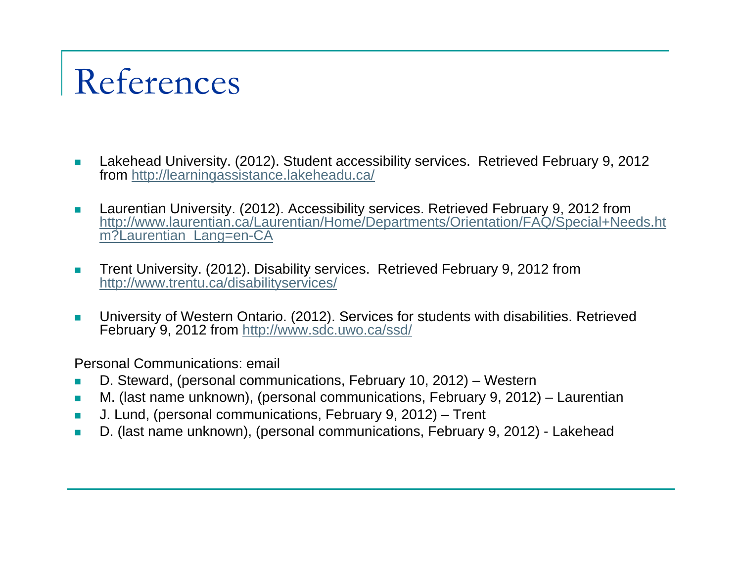# References

- Lakehead University. (2012). Student accessibility services. Retrieved February 9, 2012 from http://learningassistance.lakeheadu.ca/

- Laurentian University. (2012). Accessibility services. Retrieved February 9, 2012 from http://www.laurentian.ca/Laurentian/Home/Departments/Orientation/FAQ/Special+Needs.htm?Laurentian_Lang=en-CA

- Trent University. (2012). Disability services. Retrieved February 9, 2012 from http://www.trentu.ca/disabilityservices/

- University of Western Ontario. (2012). Services for students with disabilities. Retrieved February 9, 2012 from http://www.sdc.uwo.ca/ssd/

Personal Communications: email

- D. Steward, (personal communications, February 10, 2012) – Western
- M. (last name unknown), (personal communications, February 9, 2012) – Laurentian
- J. Lund, (personal communications, February 9, 2012) – Trent
- D. (last name unknown), (personal communications, February 9, 2012) - Lakehead